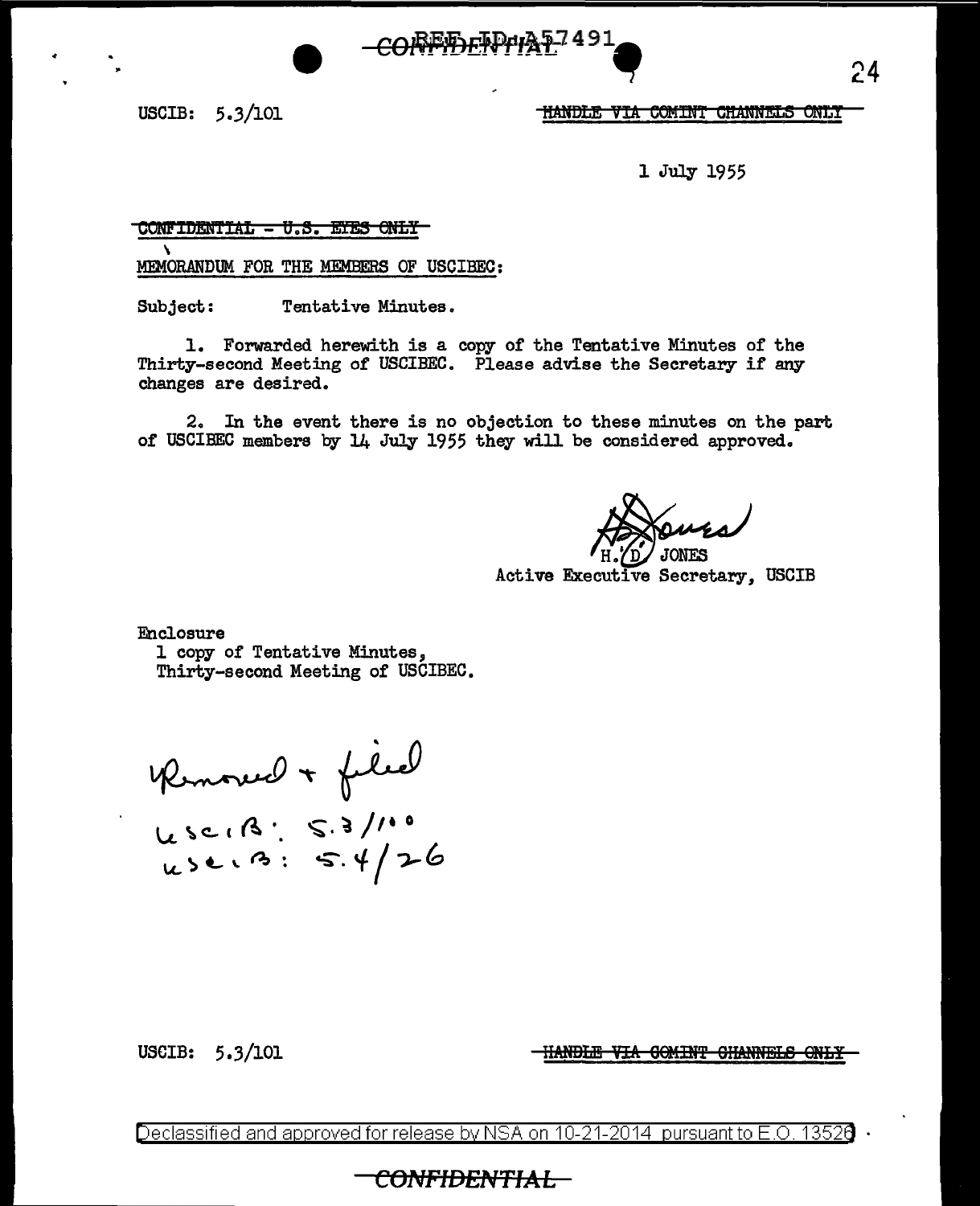REF ID:A57491

CONFIDENTIAL

USCIB: 5.3/101

~~HANDLE VIA COMINT CHANNELS ONLY~~

1 July 1955

~~CONFIDENTIAL - U.S. EYES ONLY~~

MEMORANDUM FOR THE MEMBERS OF USCIBEC:

Subject: Tentative Minutes.

1. Forwarded herewith is a copy of the Tentative Minutes of the Thirty-second Meeting of USCIBEC. Please advise the Secretary if any changes are desired.

2. In the event there is no objection to these minutes on the part of USCIBEC members by 14 July 1955 they will be considered approved.

H. D. JONES
Active Executive Secretary, USCIB

Enclosure
1 copy of Tentative Minutes,
Thirty-second Meeting of USCIBEC.

Removed + filed
USCIB: 5.3/100
USCIB: 5.4/26

USCIB: 5.3/101

~~HANDLE VIA COMINT CHANNELS ONLY~~

Declassified and approved for release by NSA on 10-21-2014 pursuant to E.O. 13526

CONFIDENTIAL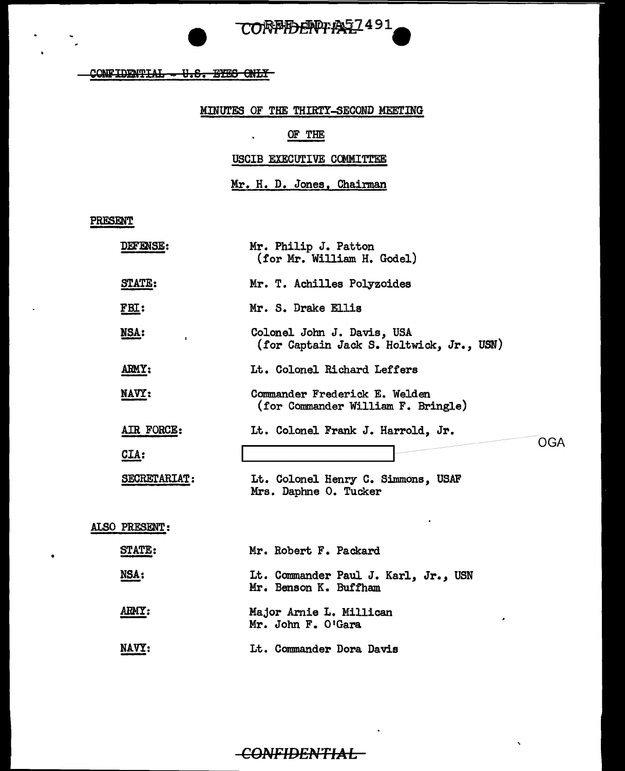REF ID:A57491

CONFIDENTIAL

~~CONFIDENTIAL - U.S. EYES ONLY~~

MINUTES OF THE THIRTY-SECOND MEETING

OF THE

USCIB EXECUTIVE COMMITTEE

Mr. H. D. Jones, Chairman

PRESENT

| | |
|---|---|
| DEFENSE: | Mr. Philip J. Patton (for Mr. William H. Godel) |
| STATE: | Mr. T. Achilles Polyzoides |
| FBI: | Mr. S. Drake Ellis |
| NSA: | Colonel John J. Davis, USA (for Captain Jack S. Holtwick, Jr., USN) |
| ARMY: | Lt. Colonel Richard Leffers |
| NAVY: | Commander Frederick E. Welden (for Commander William F. Bringle) |
| AIR FORCE: | Lt. Colonel Frank J. Harrold, Jr. |
| CIA: | [redacted] OGA |
| SECRETARIAT: | Lt. Colonel Henry C. Simmons, USAF<br>Mrs. Daphne O. Tucker |

ALSO PRESENT:

| | |
|---|---|
| STATE: | Mr. Robert F. Packard |
| NSA: | Lt. Commander Paul J. Karl, Jr., USN<br>Mr. Benson K. Buffham |
| ARMY: | Major Arnie L. Millican<br>Mr. John F. O'Gara |
| NAVY: | Lt. Commander Dora Davis |

~~CONFIDENTIAL~~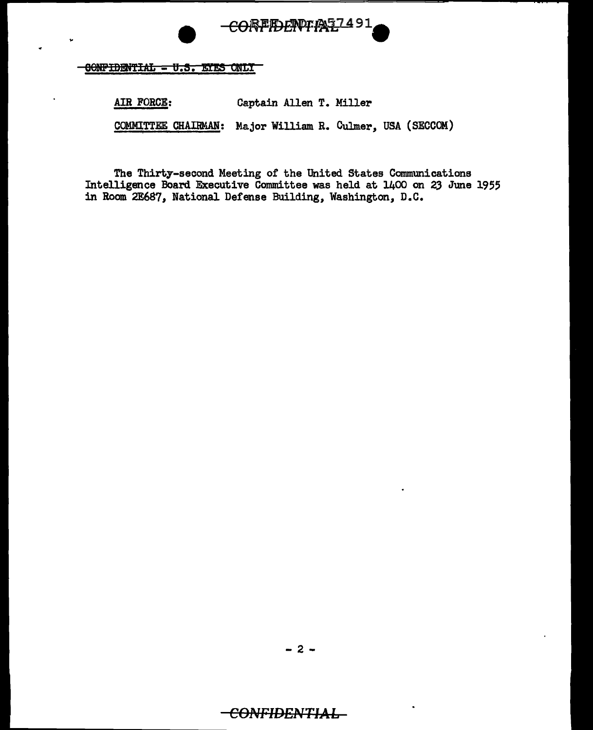~~CONFIDENTIAL - U.S. EYES ONLY~~

**AIR FORCE:** Captain Allen T. Miller

**COMMITTEE CHAIRMAN:** Major William R. Culmer, USA (SECCOM)

The Thirty-second Meeting of the United States Communications Intelligence Board Executive Committee was held at 1400 on 23 June 1955 in Room 2E687, National Defense Building, Washington, D.C.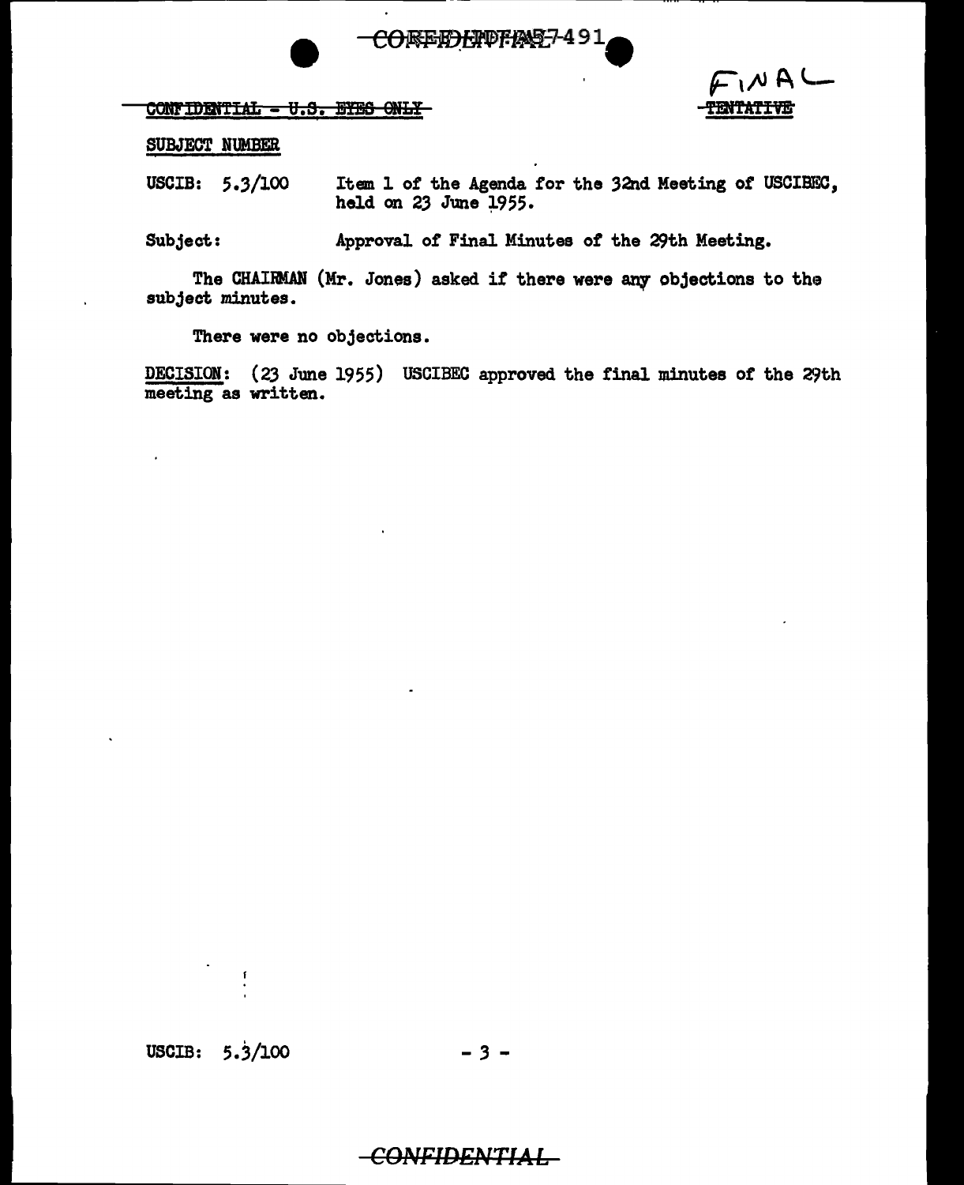CONFIDENTIAL - U.S. EYES ONLY

FINAL
~~TENTATIVE~~

SUBJECT NUMBER

USCIB: 5.3/100 Item 1 of the Agenda for the 32nd Meeting of USCIBEC, held on 23 June 1955.

Subject: Approval of Final Minutes of the 29th Meeting.

The CHAIRMAN (Mr. Jones) asked if there were any objections to the subject minutes.

There were no objections.

DECISION: (23 June 1955) USCIBEC approved the final minutes of the 29th meeting as written.

USCIB: 5.3/100

CONFIDENTIAL